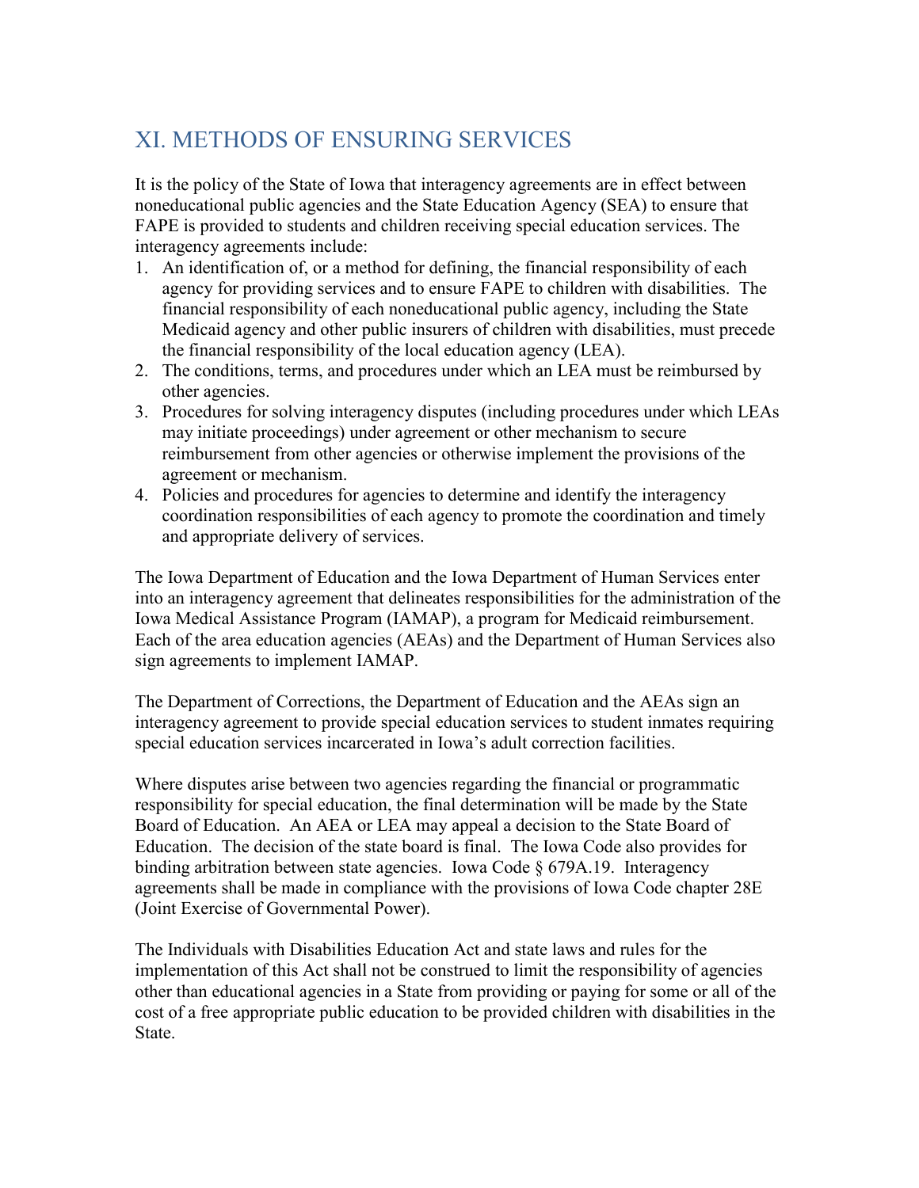## XI. METHODS OF ENSURING SERVICES

It is the policy of the State of Iowa that interagency agreements are in effect between noneducational public agencies and the State Education Agency (SEA) to ensure that FAPE is provided to students and children receiving special education services. The interagency agreements include:

1. An identification of, or a method for defining, the financial responsibility of each agency for providing services and to ensure FAPE to children with disabilities. The financial responsibility of each noneducational public agency, including the State Medicaid agency and other public insurers of children with disabilities, must precede the financial responsibility of the local education agency (LEA).
2. The conditions, terms, and procedures under which an LEA must be reimbursed by other agencies.
3. Procedures for solving interagency disputes (including procedures under which LEAs may initiate proceedings) under agreement or other mechanism to secure reimbursement from other agencies or otherwise implement the provisions of the agreement or mechanism.
4. Policies and procedures for agencies to determine and identify the interagency coordination responsibilities of each agency to promote the coordination and timely and appropriate delivery of services.

The Iowa Department of Education and the Iowa Department of Human Services enter into an interagency agreement that delineates responsibilities for the administration of the Iowa Medical Assistance Program (IAMAP), a program for Medicaid reimbursement. Each of the area education agencies (AEAs) and the Department of Human Services also sign agreements to implement IAMAP.

The Department of Corrections, the Department of Education and the AEAs sign an interagency agreement to provide special education services to student inmates requiring special education services incarcerated in Iowa's adult correction facilities.

Where disputes arise between two agencies regarding the financial or programmatic responsibility for special education, the final determination will be made by the State Board of Education. An AEA or LEA may appeal a decision to the State Board of Education. The decision of the state board is final. The Iowa Code also provides for binding arbitration between state agencies. Iowa Code § 679A.19. Interagency agreements shall be made in compliance with the provisions of Iowa Code chapter 28E (Joint Exercise of Governmental Power).

The Individuals with Disabilities Education Act and state laws and rules for the implementation of this Act shall not be construed to limit the responsibility of agencies other than educational agencies in a State from providing or paying for some or all of the cost of a free appropriate public education to be provided children with disabilities in the State.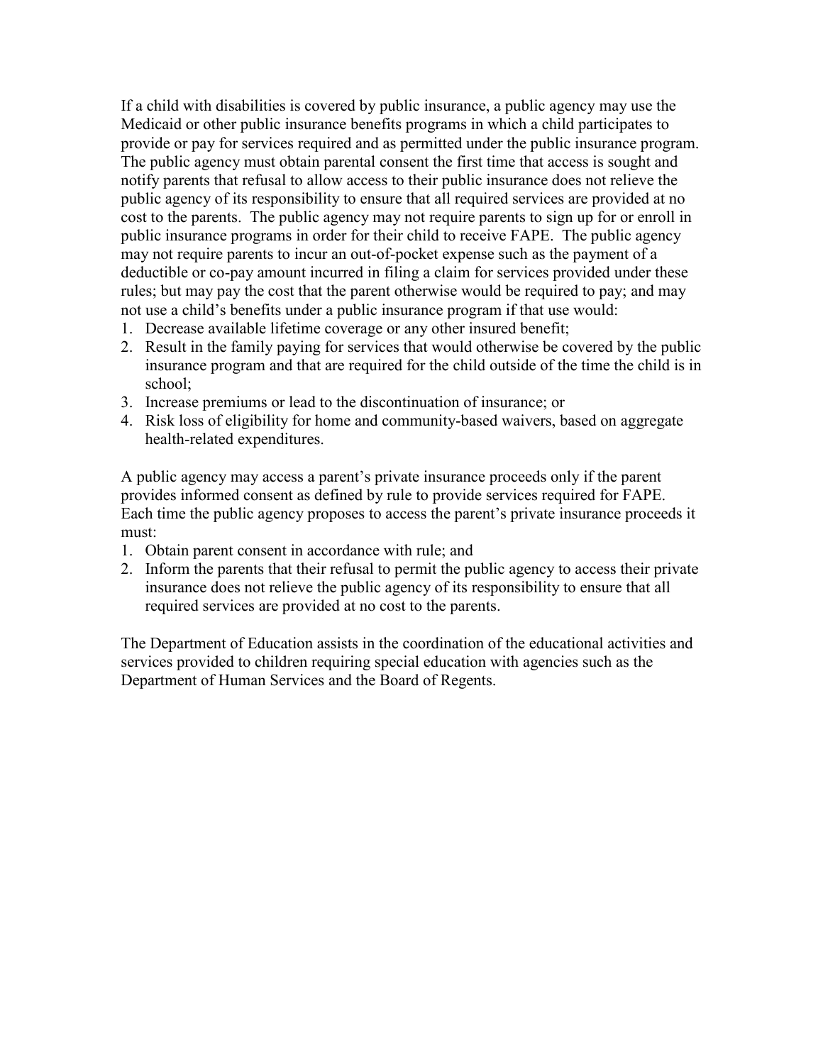If a child with disabilities is covered by public insurance, a public agency may use the Medicaid or other public insurance benefits programs in which a child participates to provide or pay for services required and as permitted under the public insurance program. The public agency must obtain parental consent the first time that access is sought and notify parents that refusal to allow access to their public insurance does not relieve the public agency of its responsibility to ensure that all required services are provided at no cost to the parents. The public agency may not require parents to sign up for or enroll in public insurance programs in order for their child to receive FAPE. The public agency may not require parents to incur an out-of-pocket expense such as the payment of a deductible or co-pay amount incurred in filing a claim for services provided under these rules; but may pay the cost that the parent otherwise would be required to pay; and may not use a child's benefits under a public insurance program if that use would:

1. Decrease available lifetime coverage or any other insured benefit;
2. Result in the family paying for services that would otherwise be covered by the public insurance program and that are required for the child outside of the time the child is in school;
3. Increase premiums or lead to the discontinuation of insurance; or
4. Risk loss of eligibility for home and community-based waivers, based on aggregate health-related expenditures.

A public agency may access a parent's private insurance proceeds only if the parent provides informed consent as defined by rule to provide services required for FAPE. Each time the public agency proposes to access the parent's private insurance proceeds it must:

1. Obtain parent consent in accordance with rule; and
2. Inform the parents that their refusal to permit the public agency to access their private insurance does not relieve the public agency of its responsibility to ensure that all required services are provided at no cost to the parents.

The Department of Education assists in the coordination of the educational activities and services provided to children requiring special education with agencies such as the Department of Human Services and the Board of Regents.